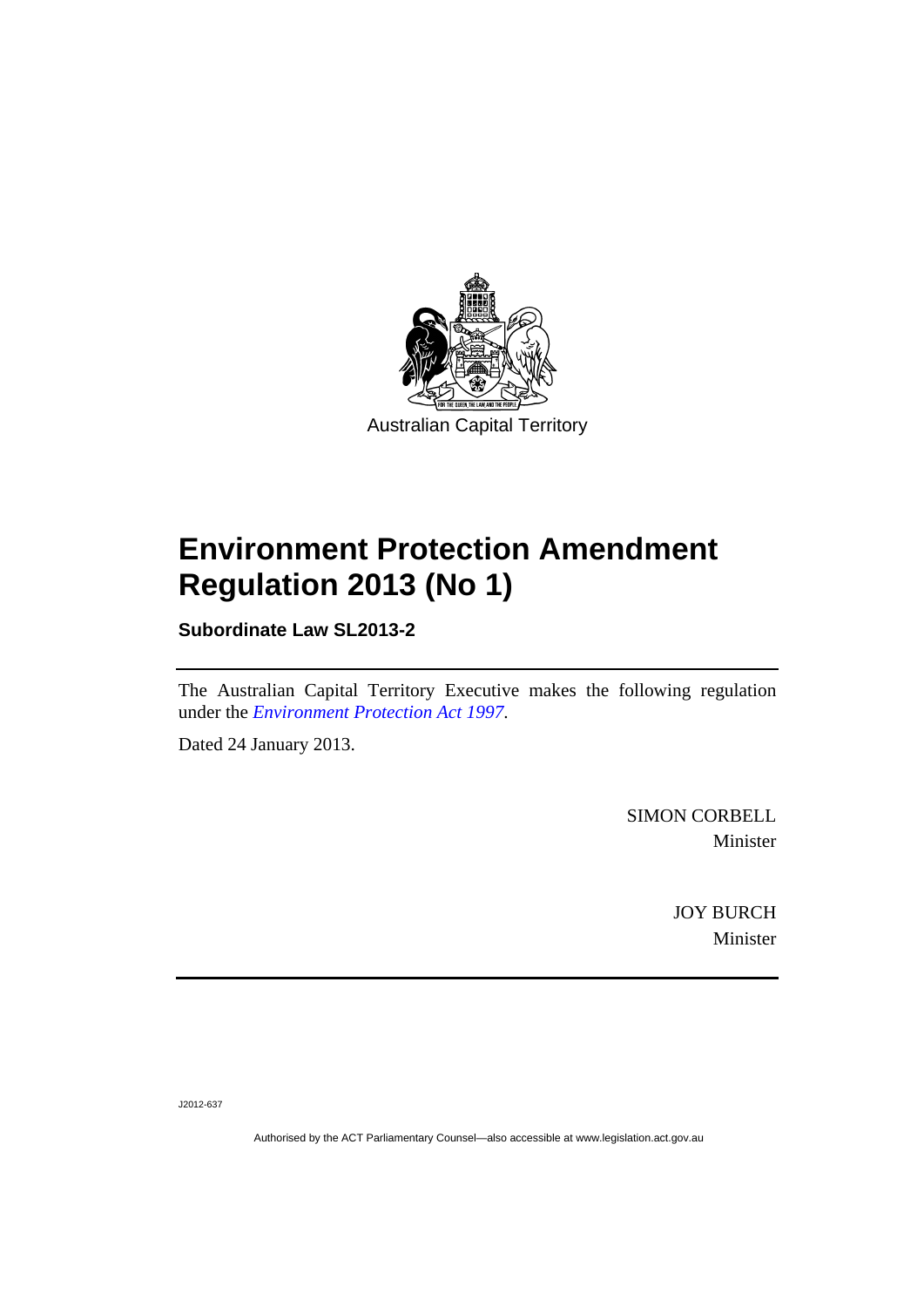Australian Capital Territory

# Environment Protection Amendment Regulation 2013 (No 1)

**Subordinate Law SL2013-2**

The Australian Capital Territory Executive makes the following regulation under the *Environment Protection Act 1997*.

Dated 24 January 2013.

SIMON CORBELL
Minister

JOY BURCH
Minister

J2012-637

Authorised by the ACT Parliamentary Counsel—also accessible at www.legislation.act.gov.au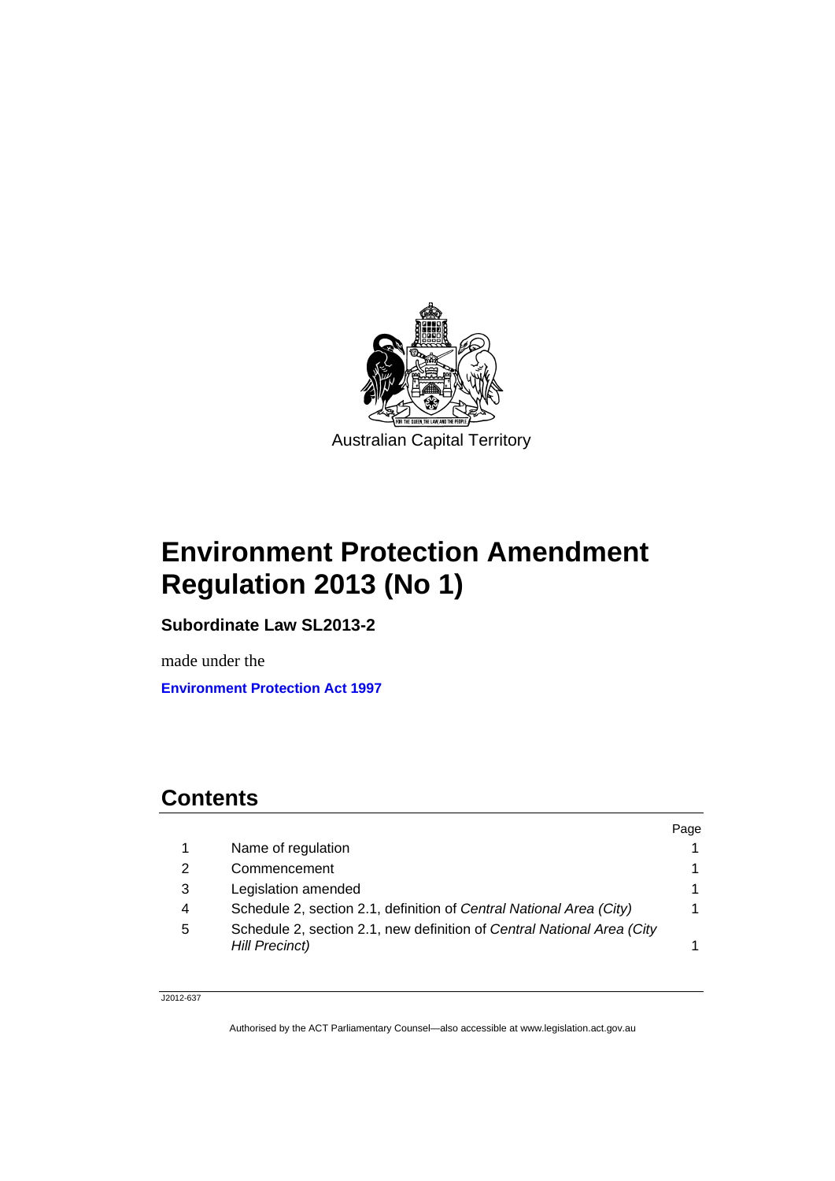Australian Capital Territory

# Environment Protection Amendment Regulation 2013 (No 1)

**Subordinate Law SL2013-2**

made under the

**Environment Protection Act 1997**

## Contents

| | | Page |
|---|---|---|
| 1 | Name of regulation | 1 |
| 2 | Commencement | 1 |
| 3 | Legislation amended | 1 |
| 4 | Schedule 2, section 2.1, definition of *Central National Area (City)* | 1 |
| 5 | Schedule 2, section 2.1, new definition of *Central National Area (City Hill Precinct)* | 1 |

J2012-637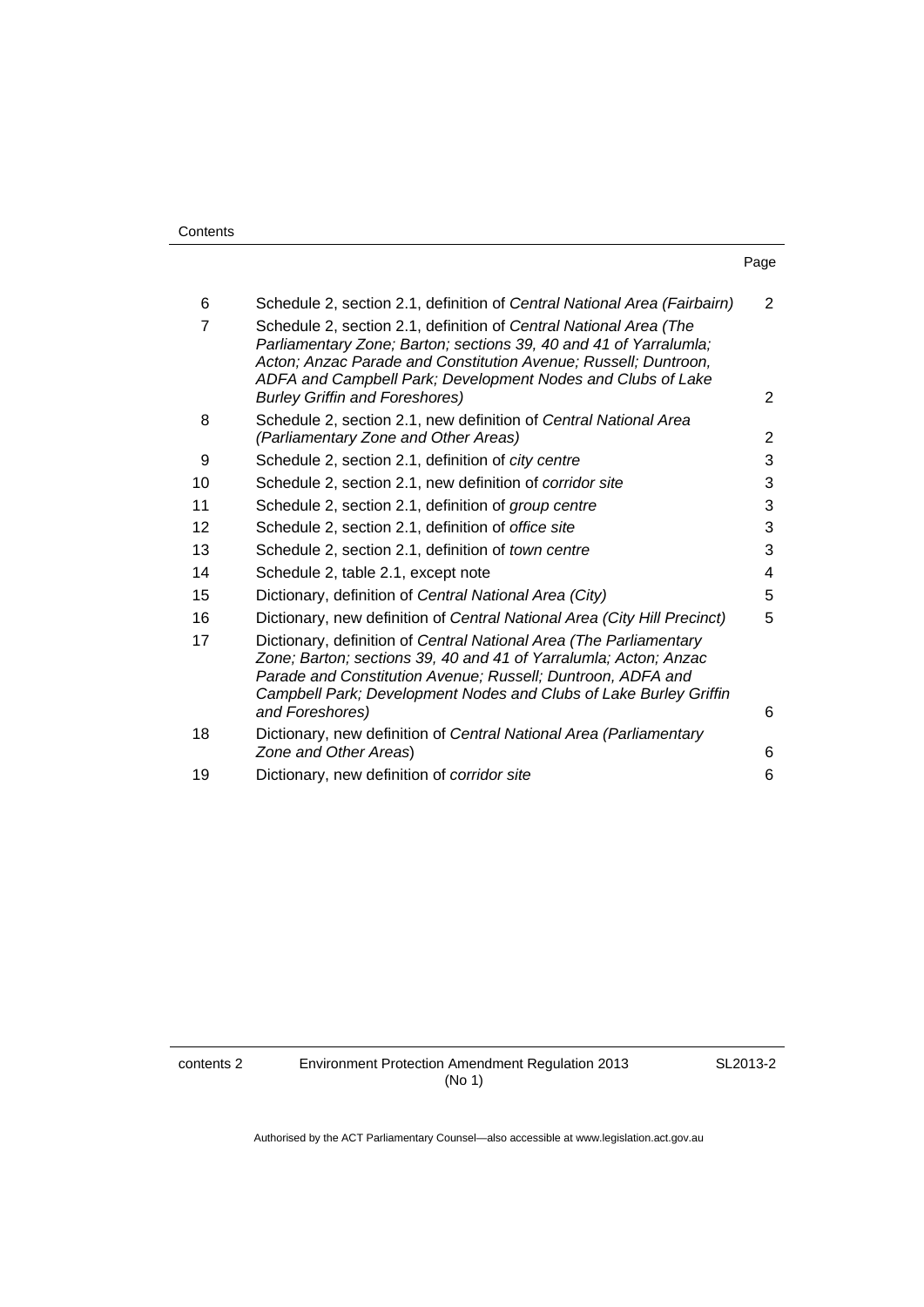| | | Page |
|---|---|---|
| 6 | Schedule 2, section 2.1, definition of *Central National Area (Fairbairn)* | 2 |
| 7 | Schedule 2, section 2.1, definition of *Central National Area (The Parliamentary Zone; Barton; sections 39, 40 and 41 of Yarralumla; Acton; Anzac Parade and Constitution Avenue; Russell; Duntroon, ADFA and Campbell Park; Development Nodes and Clubs of Lake Burley Griffin and Foreshores)* | 2 |
| 8 | Schedule 2, section 2.1, new definition of *Central National Area (Parliamentary Zone and Other Areas)* | 2 |
| 9 | Schedule 2, section 2.1, definition of *city centre* | 3 |
| 10 | Schedule 2, section 2.1, new definition of *corridor site* | 3 |
| 11 | Schedule 2, section 2.1, definition of *group centre* | 3 |
| 12 | Schedule 2, section 2.1, definition of *office site* | 3 |
| 13 | Schedule 2, section 2.1, definition of *town centre* | 3 |
| 14 | Schedule 2, table 2.1, except note | 4 |
| 15 | Dictionary, definition of *Central National Area (City)* | 5 |
| 16 | Dictionary, new definition of *Central National Area (City Hill Precinct)* | 5 |
| 17 | Dictionary, definition of *Central National Area (The Parliamentary Zone; Barton; sections 39, 40 and 41 of Yarralumla; Acton; Anzac Parade and Constitution Avenue; Russell; Duntroon, ADFA and Campbell Park; Development Nodes and Clubs of Lake Burley Griffin and Foreshores)* | 6 |
| 18 | Dictionary, new definition of *Central National Area (Parliamentary Zone and Other Areas*) | 6 |
| 19 | Dictionary, new definition of *corridor site* | 6 |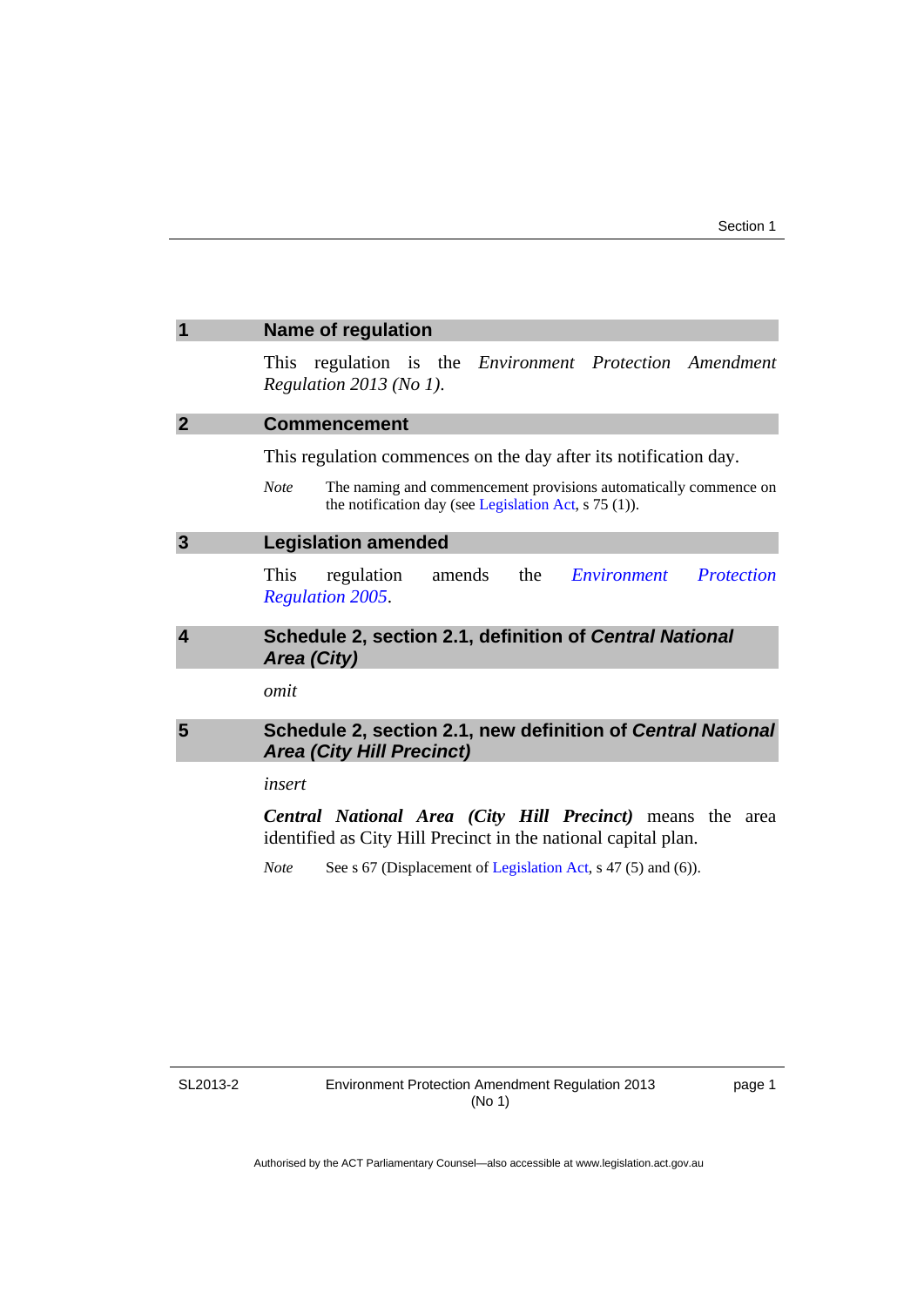## 1 Name of regulation

This regulation is the *Environment Protection Amendment Regulation 2013 (No 1)*.

## 2 Commencement

This regulation commences on the day after its notification day.

*Note* The naming and commencement provisions automatically commence on the notification day (see Legislation Act, s 75 (1)).

## 3 Legislation amended

This regulation amends the *Environment Protection Regulation 2005*.

## 4 Schedule 2, section 2.1, definition of *Central National Area (City)*

*omit*

## 5 Schedule 2, section 2.1, new definition of *Central National Area (City Hill Precinct)*

*insert*

***Central National Area (City Hill Precinct)*** means the area identified as City Hill Precinct in the national capital plan.

*Note* See s 67 (Displacement of Legislation Act, s 47 (5) and (6)).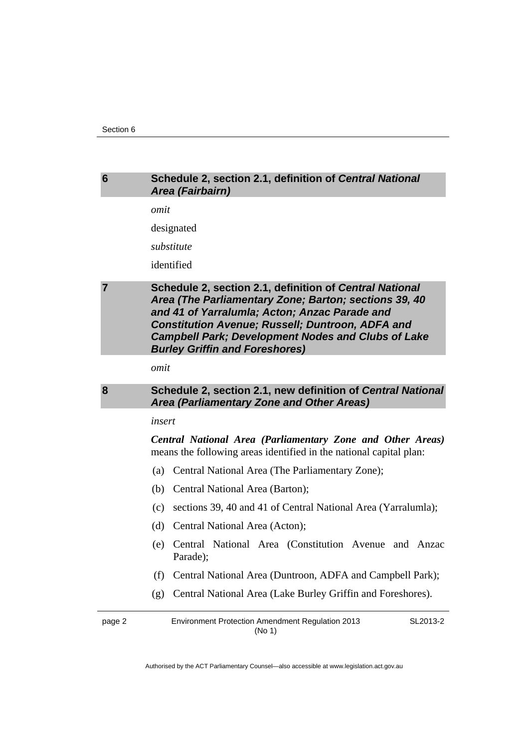## 6 Schedule 2, section 2.1, definition of *Central National Area (Fairbairn)*

*omit*

designated

*substitute*

identified

## 7 Schedule 2, section 2.1, definition of *Central National Area (The Parliamentary Zone; Barton; sections 39, 40 and 41 of Yarralumla; Acton; Anzac Parade and Constitution Avenue; Russell; Duntroon, ADFA and Campbell Park; Development Nodes and Clubs of Lake Burley Griffin and Foreshores)*

*omit*

## 8 Schedule 2, section 2.1, new definition of *Central National Area (Parliamentary Zone and Other Areas)*

*insert*

***Central National Area (Parliamentary Zone and Other Areas)*** means the following areas identified in the national capital plan:

(a) Central National Area (The Parliamentary Zone);

(b) Central National Area (Barton);

(c) sections 39, 40 and 41 of Central National Area (Yarralumla);

(d) Central National Area (Acton);

(e) Central National Area (Constitution Avenue and Anzac Parade);

(f) Central National Area (Duntroon, ADFA and Campbell Park);

(g) Central National Area (Lake Burley Griffin and Foreshores).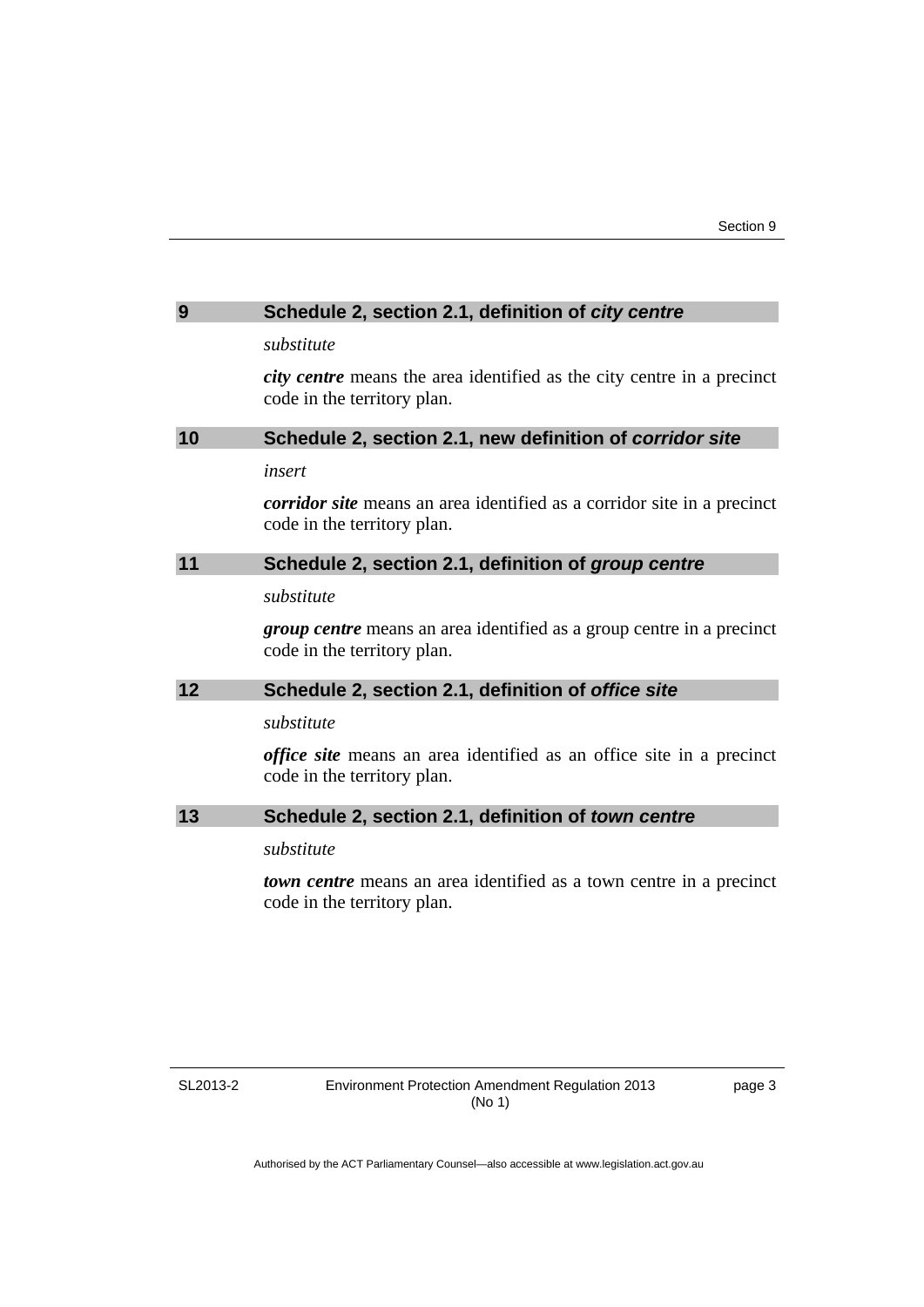## 9 Schedule 2, section 2.1, definition of *city centre*

*substitute*

***city centre*** means the area identified as the city centre in a precinct code in the territory plan.

## 10 Schedule 2, section 2.1, new definition of *corridor site*

*insert*

***corridor site*** means an area identified as a corridor site in a precinct code in the territory plan.

## 11 Schedule 2, section 2.1, definition of *group centre*

*substitute*

***group centre*** means an area identified as a group centre in a precinct code in the territory plan.

## 12 Schedule 2, section 2.1, definition of *office site*

*substitute*

***office site*** means an area identified as an office site in a precinct code in the territory plan.

## 13 Schedule 2, section 2.1, definition of *town centre*

*substitute*

***town centre*** means an area identified as a town centre in a precinct code in the territory plan.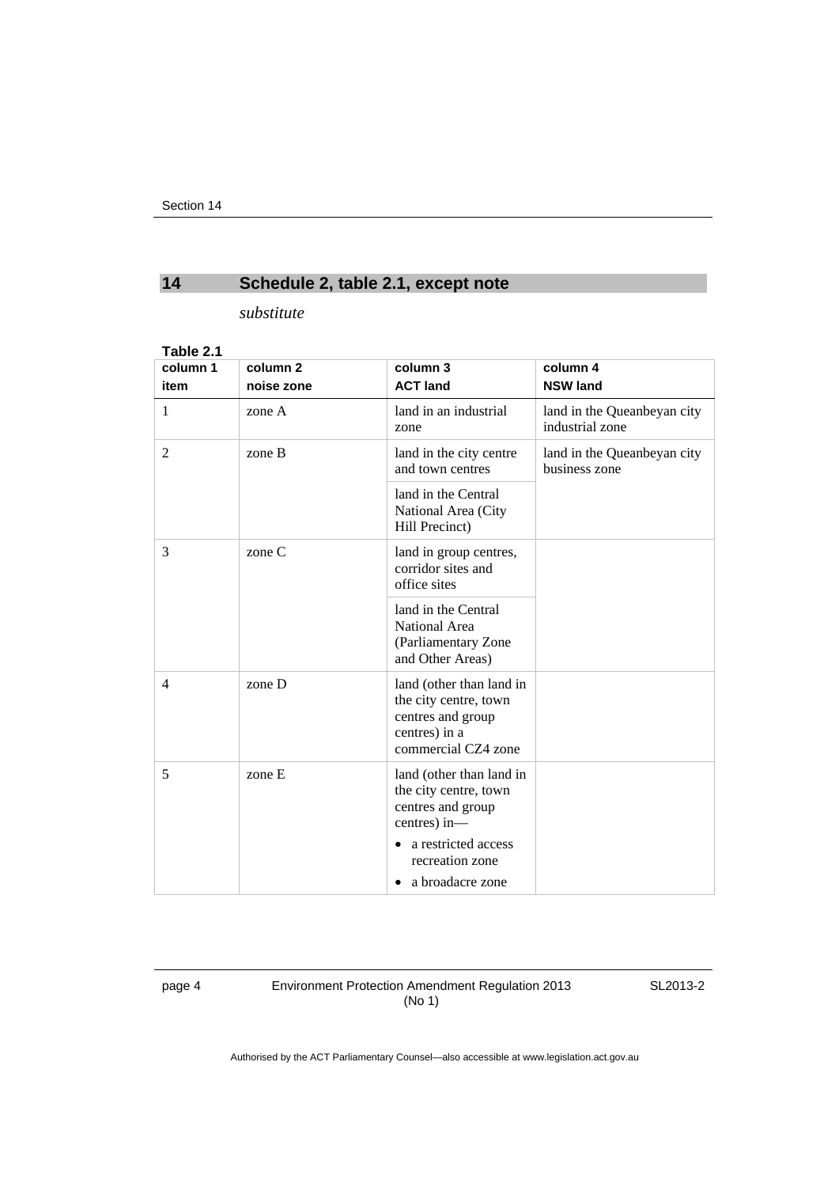## 14 Schedule 2, table 2.1, except note

*substitute*

**Table 2.1**

| column 1<br>item | column 2<br>noise zone | column 3<br>ACT land | column 4<br>NSW land |
|---|---|---|---|
| 1 | zone A | land in an industrial zone | land in the Queanbeyan city industrial zone |
| 2 | zone B | land in the city centre and town centres<br>land in the Central National Area (City Hill Precinct) | land in the Queanbeyan city business zone |
| 3 | zone C | land in group centres, corridor sites and office sites<br>land in the Central National Area (Parliamentary Zone and Other Areas) | |
| 4 | zone D | land (other than land in the city centre, town centres and group centres) in a commercial CZ4 zone | |
| 5 | zone E | land (other than land in the city centre, town centres and group centres) in—<br>• a restricted access recreation zone<br>• a broadacre zone | |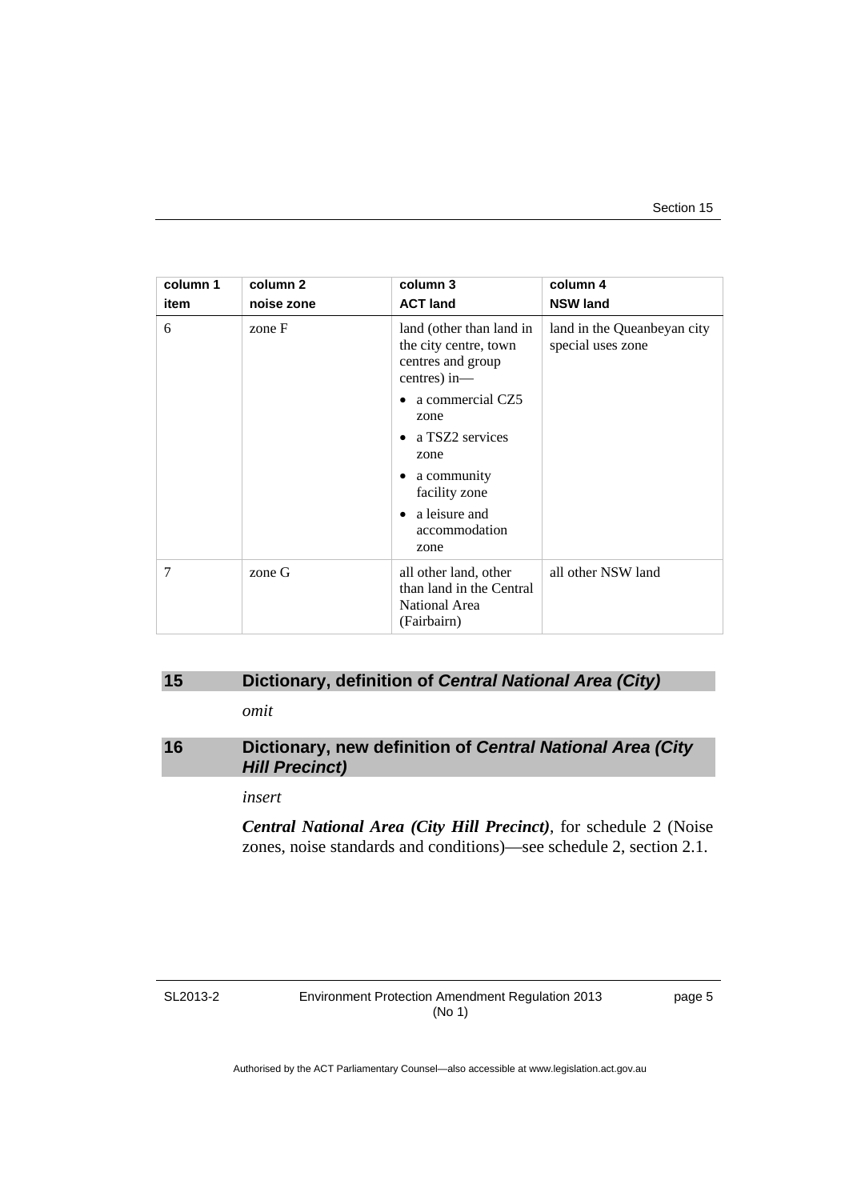| column 1<br>item | column 2<br>noise zone | column 3<br>ACT land | column 4<br>NSW land |
|---|---|---|---|
| 6 | zone F | land (other than land in the city centre, town centres and group centres) in—<br>• a commercial CZ5 zone<br>• a TSZ2 services zone<br>• a community facility zone<br>• a leisure and accommodation zone | land in the Queanbeyan city special uses zone |
| 7 | zone G | all other land, other than land in the Central National Area (Fairbairn) | all other NSW land |

## 15 Dictionary, definition of *Central National Area (City)*

*omit*

## 16 Dictionary, new definition of *Central National Area (City Hill Precinct)*

*insert*

***Central National Area (City Hill Precinct)***, for schedule 2 (Noise zones, noise standards and conditions)—see schedule 2, section 2.1.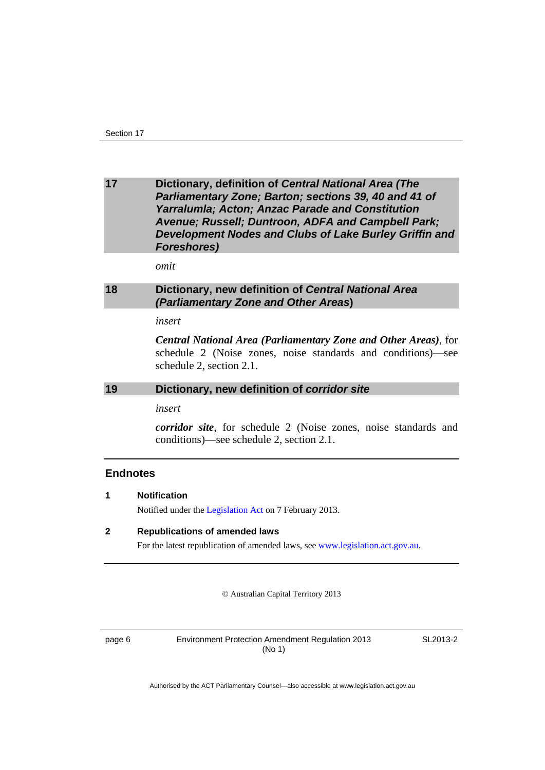## 17 Dictionary, definition of *Central National Area (The Parliamentary Zone; Barton; sections 39, 40 and 41 of Yarralumla; Acton; Anzac Parade and Constitution Avenue; Russell; Duntroon, ADFA and Campbell Park; Development Nodes and Clubs of Lake Burley Griffin and Foreshores)*

*omit*

## 18 Dictionary, new definition of *Central National Area (Parliamentary Zone and Other Areas)*

*insert*

***Central National Area (Parliamentary Zone and Other Areas)***, for schedule 2 (Noise zones, noise standards and conditions)—see schedule 2, section 2.1.

## 19 Dictionary, new definition of *corridor site*

*insert*

***corridor site***, for schedule 2 (Noise zones, noise standards and conditions)—see schedule 2, section 2.1.

## Endnotes

### 1 Notification

Notified under the Legislation Act on 7 February 2013.

### 2 Republications of amended laws

For the latest republication of amended laws, see www.legislation.act.gov.au.

© Australian Capital Territory 2013